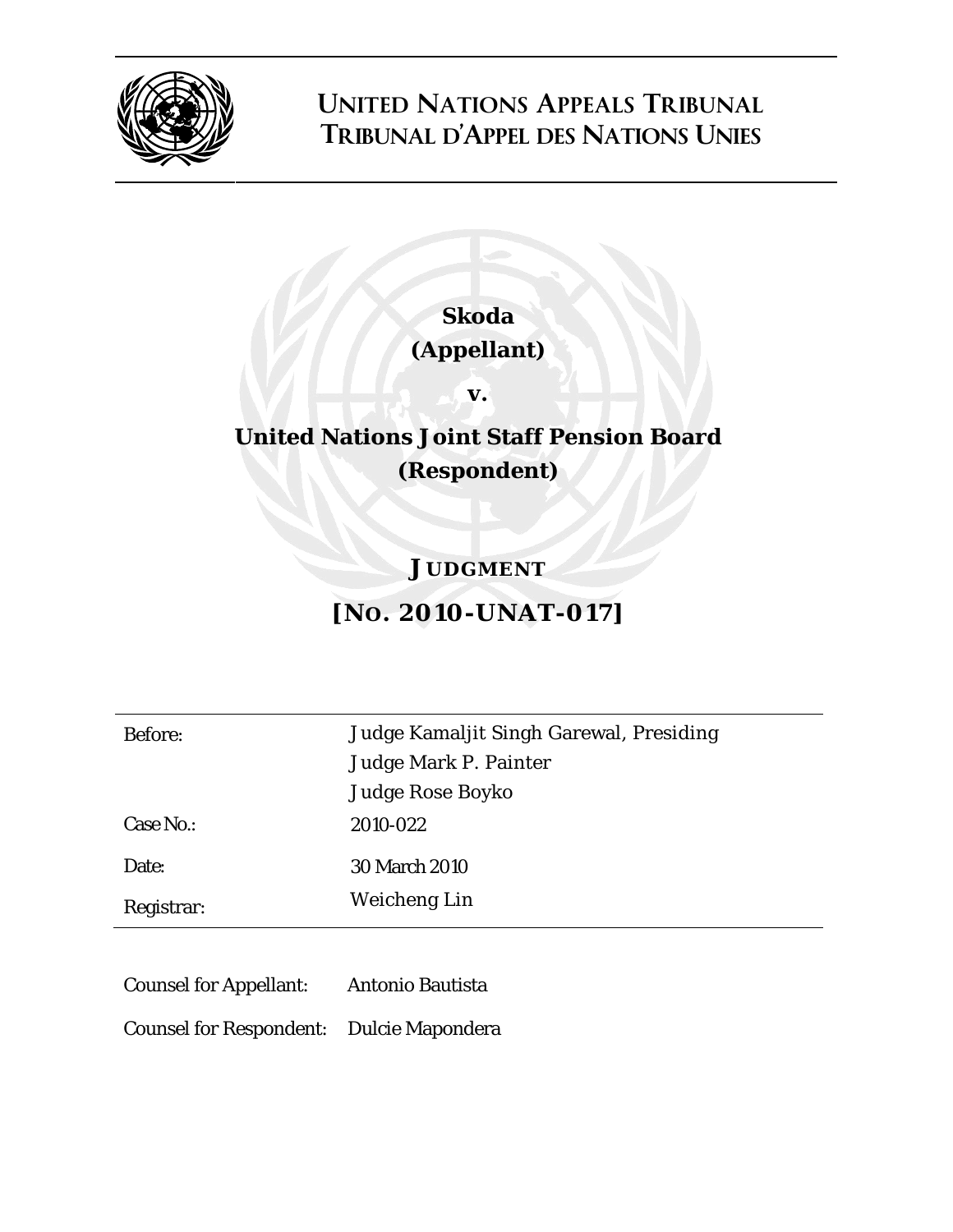# UNITED NATIONS APPEALS TRIBUNAL
# TRIBUNAL D'APPEL DES NATIONS UNIES

**Skoda**
**(Appellant)**

**v.**

**United Nations Joint Staff Pension Board**
**(Respondent)**

## JUDGMENT

## [NO. 2010-UNAT-017]

| | |
|---|---|
| Before: | Judge Kamaljit Singh Garewal, Presiding<br>Judge Mark P. Painter<br>Judge Rose Boyko |
| Case No.: | 2010-022 |
| Date: | 30 March 2010 |
| Registrar: | Weicheng Lin |

Counsel for Appellant: Antonio Bautista

Counsel for Respondent: Dulcie Mapondera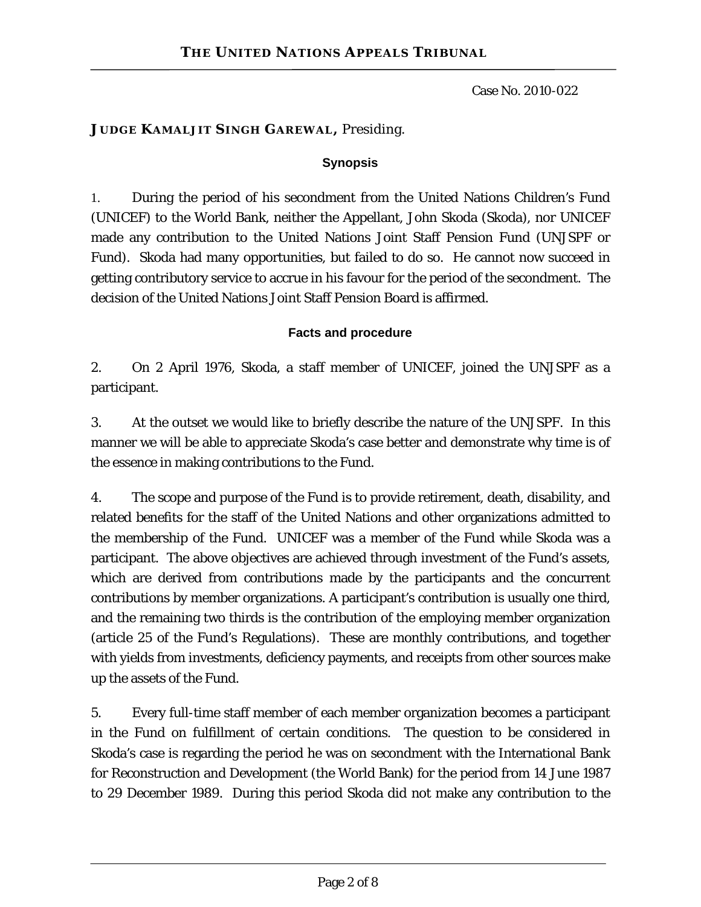Case No. 2010-022

**JUDGE KAMALJIT SINGH GAREWAL,** Presiding.

**Synopsis**

1. During the period of his secondment from the United Nations Children's Fund (UNICEF) to the World Bank, neither the Appellant, John Skoda (Skoda), nor UNICEF made any contribution to the United Nations Joint Staff Pension Fund (UNJSPF or Fund). Skoda had many opportunities, but failed to do so. He cannot now succeed in getting contributory service to accrue in his favour for the period of the secondment. The decision of the United Nations Joint Staff Pension Board is affirmed.

**Facts and procedure**

2. On 2 April 1976, Skoda, a staff member of UNICEF, joined the UNJSPF as a participant.

3. At the outset we would like to briefly describe the nature of the UNJSPF. In this manner we will be able to appreciate Skoda's case better and demonstrate why time is of the essence in making contributions to the Fund.

4. The scope and purpose of the Fund is to provide retirement, death, disability, and related benefits for the staff of the United Nations and other organizations admitted to the membership of the Fund. UNICEF was a member of the Fund while Skoda was a participant. The above objectives are achieved through investment of the Fund's assets, which are derived from contributions made by the participants and the concurrent contributions by member organizations. A participant's contribution is usually one third, and the remaining two thirds is the contribution of the employing member organization (article 25 of the Fund's Regulations). These are monthly contributions, and together with yields from investments, deficiency payments, and receipts from other sources make up the assets of the Fund.

5. Every full-time staff member of each member organization becomes a participant in the Fund on fulfillment of certain conditions. The question to be considered in Skoda's case is regarding the period he was on secondment with the International Bank for Reconstruction and Development (the World Bank) for the period from 14 June 1987 to 29 December 1989. During this period Skoda did not make any contribution to the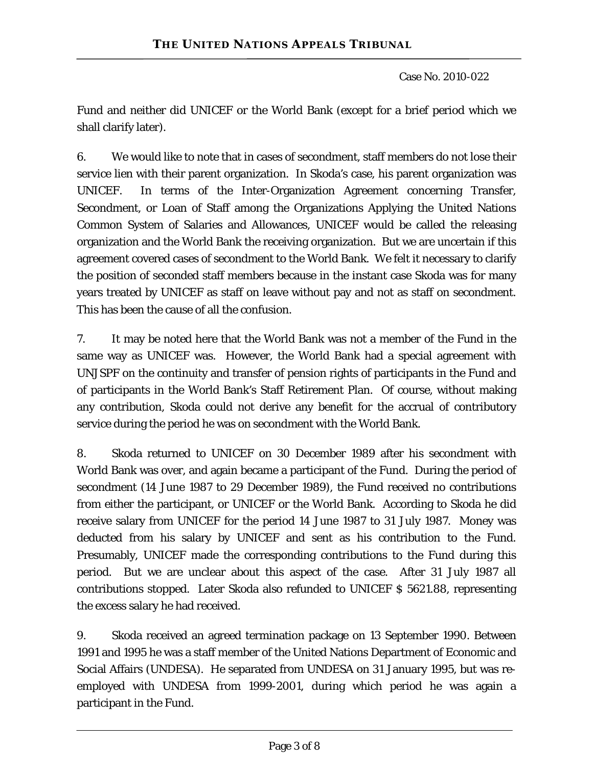Fund and neither did UNICEF or the World Bank (except for a brief period which we shall clarify later).

6. We would like to note that in cases of secondment, staff members do not lose their service lien with their parent organization. In Skoda's case, his parent organization was UNICEF. In terms of the Inter-Organization Agreement concerning Transfer, Secondment, or Loan of Staff among the Organizations Applying the United Nations Common System of Salaries and Allowances, UNICEF would be called the releasing organization and the World Bank the receiving organization. But we are uncertain if this agreement covered cases of secondment to the World Bank. We felt it necessary to clarify the position of seconded staff members because in the instant case Skoda was for many years treated by UNICEF as staff on leave without pay and not as staff on secondment. This has been the cause of all the confusion.

7. It may be noted here that the World Bank was not a member of the Fund in the same way as UNICEF was. However, the World Bank had a special agreement with UNJSPF on the continuity and transfer of pension rights of participants in the Fund and of participants in the World Bank's Staff Retirement Plan. Of course, without making any contribution, Skoda could not derive any benefit for the accrual of contributory service during the period he was on secondment with the World Bank.

8. Skoda returned to UNICEF on 30 December 1989 after his secondment with World Bank was over, and again became a participant of the Fund. During the period of secondment (14 June 1987 to 29 December 1989), the Fund received no contributions from either the participant, or UNICEF or the World Bank. According to Skoda he did receive salary from UNICEF for the period 14 June 1987 to 31 July 1987. Money was deducted from his salary by UNICEF and sent as his contribution to the Fund. Presumably, UNICEF made the corresponding contributions to the Fund during this period. But we are unclear about this aspect of the case. After 31 July 1987 all contributions stopped. Later Skoda also refunded to UNICEF $ 5621.88, representing the excess salary he had received.

9. Skoda received an agreed termination package on 13 September 1990. Between 1991 and 1995 he was a staff member of the United Nations Department of Economic and Social Affairs (UNDESA). He separated from UNDESA on 31 January 1995, but was re-employed with UNDESA from 1999-2001, during which period he was again a participant in the Fund.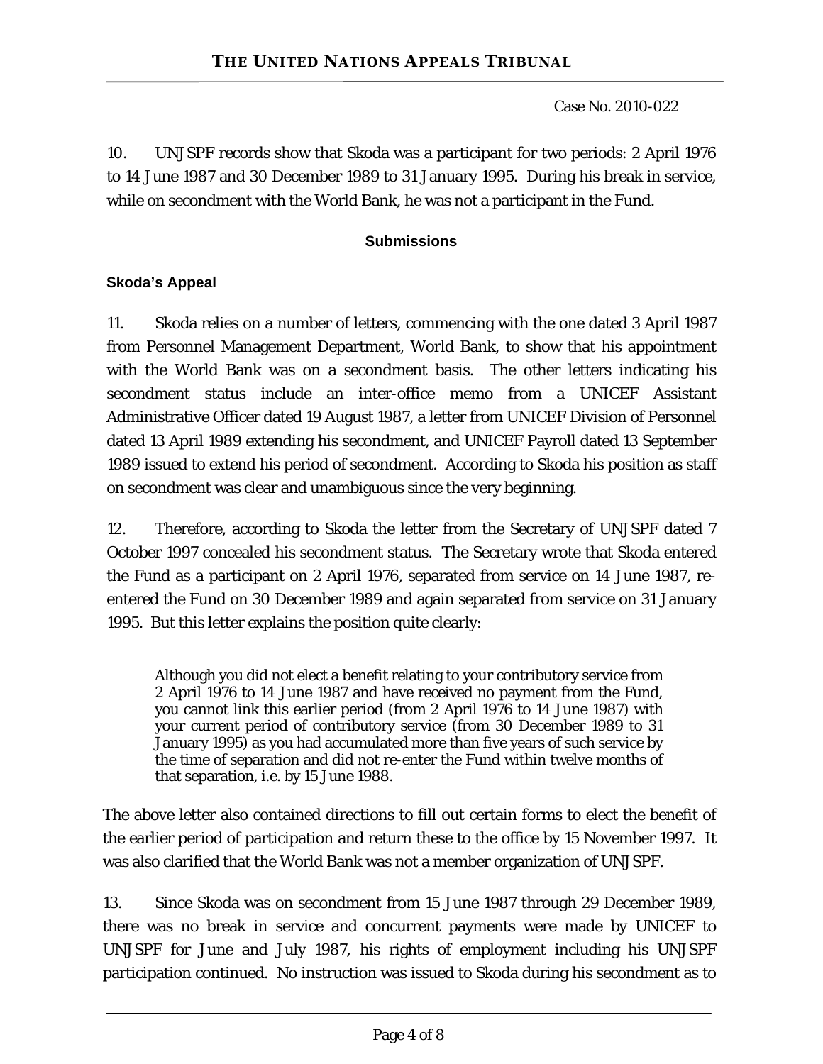10. UNJSPF records show that Skoda was a participant for two periods: 2 April 1976 to 14 June 1987 and 30 December 1989 to 31 January 1995. During his break in service, while on secondment with the World Bank, he was not a participant in the Fund.

## Submissions

### Skoda's Appeal

11. Skoda relies on a number of letters, commencing with the one dated 3 April 1987 from Personnel Management Department, World Bank, to show that his appointment with the World Bank was on a secondment basis. The other letters indicating his secondment status include an inter-office memo from a UNICEF Assistant Administrative Officer dated 19 August 1987, a letter from UNICEF Division of Personnel dated 13 April 1989 extending his secondment, and UNICEF Payroll dated 13 September 1989 issued to extend his period of secondment. According to Skoda his position as staff on secondment was clear and unambiguous since the very beginning.

12. Therefore, according to Skoda the letter from the Secretary of UNJSPF dated 7 October 1997 concealed his secondment status. The Secretary wrote that Skoda entered the Fund as a participant on 2 April 1976, separated from service on 14 June 1987, re-entered the Fund on 30 December 1989 and again separated from service on 31 January 1995. But this letter explains the position quite clearly:

> Although you did not elect a benefit relating to your contributory service from 2 April 1976 to 14 June 1987 and have received no payment from the Fund, you cannot link this earlier period (from 2 April 1976 to 14 June 1987) with your current period of contributory service (from 30 December 1989 to 31 January 1995) as you had accumulated more than five years of such service by the time of separation and did not re-enter the Fund within twelve months of that separation, i.e. by 15 June 1988.

The above letter also contained directions to fill out certain forms to elect the benefit of the earlier period of participation and return these to the office by 15 November 1997. It was also clarified that the World Bank was not a member organization of UNJSPF.

13. Since Skoda was on secondment from 15 June 1987 through 29 December 1989, there was no break in service and concurrent payments were made by UNICEF to UNJSPF for June and July 1987, his rights of employment including his UNJSPF participation continued. No instruction was issued to Skoda during his secondment as to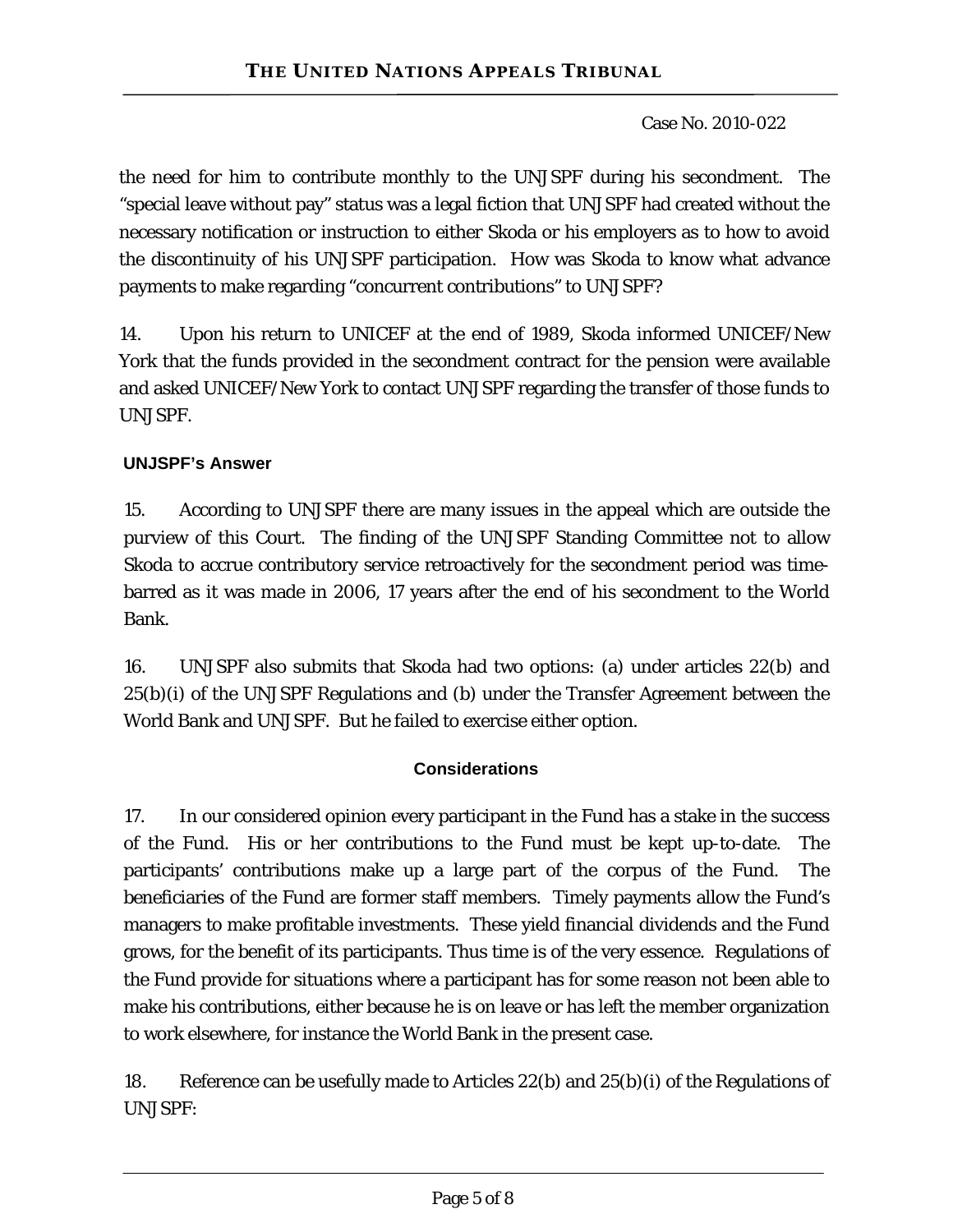the need for him to contribute monthly to the UNJSPF during his secondment. The "special leave without pay" status was a legal fiction that UNJSPF had created without the necessary notification or instruction to either Skoda or his employers as to how to avoid the discontinuity of his UNJSPF participation. How was Skoda to know what advance payments to make regarding "concurrent contributions" to UNJSPF?

14. Upon his return to UNICEF at the end of 1989, Skoda informed UNICEF/New York that the funds provided in the secondment contract for the pension were available and asked UNICEF/New York to contact UNJSPF regarding the transfer of those funds to UNJSPF.

**UNJSPF's Answer**

15. According to UNJSPF there are many issues in the appeal which are outside the purview of this Court. The finding of the UNJSPF Standing Committee not to allow Skoda to accrue contributory service retroactively for the secondment period was time-barred as it was made in 2006, 17 years after the end of his secondment to the World Bank.

16. UNJSPF also submits that Skoda had two options: (a) under articles 22(b) and 25(b)(i) of the UNJSPF Regulations and (b) under the Transfer Agreement between the World Bank and UNJSPF. But he failed to exercise either option.

**Considerations**

17. In our considered opinion every participant in the Fund has a stake in the success of the Fund. His or her contributions to the Fund must be kept up-to-date. The participants' contributions make up a large part of the corpus of the Fund. The beneficiaries of the Fund are former staff members. Timely payments allow the Fund's managers to make profitable investments. These yield financial dividends and the Fund grows, for the benefit of its participants. Thus time is of the very essence. Regulations of the Fund provide for situations where a participant has for some reason not been able to make his contributions, either because he is on leave or has left the member organization to work elsewhere, for instance the World Bank in the present case.

18. Reference can be usefully made to Articles 22(b) and 25(b)(i) of the Regulations of UNJSPF: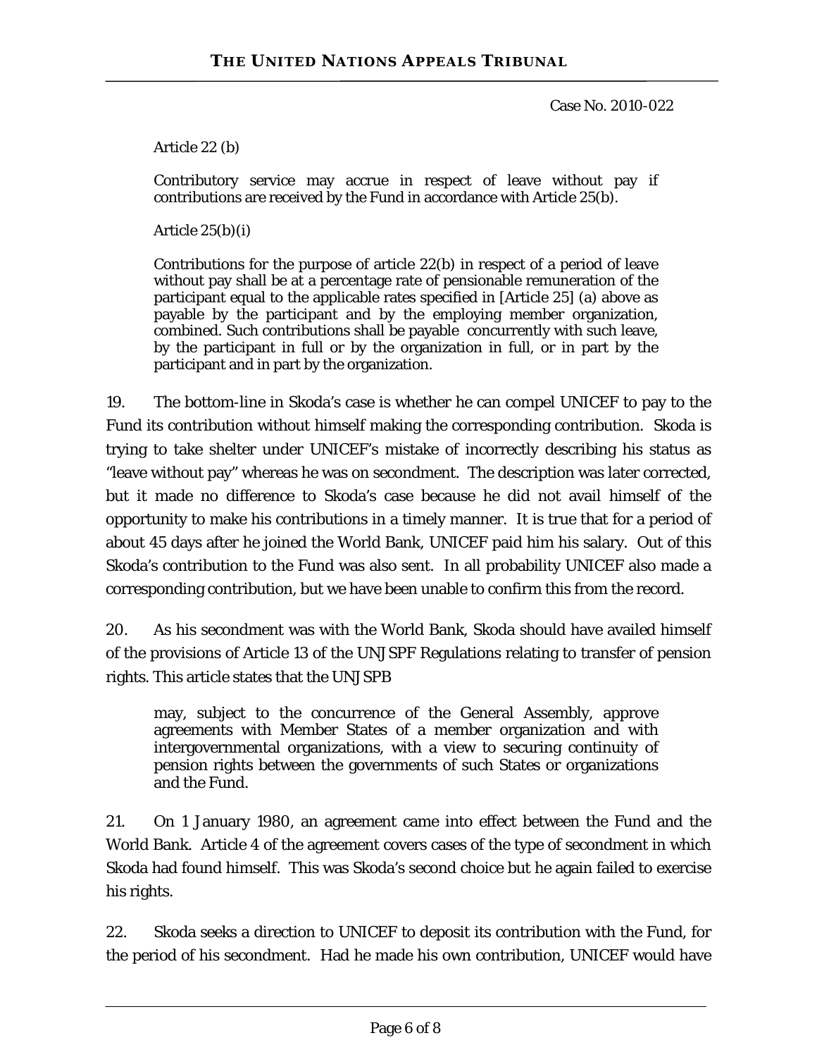> Article 22 (b)
>
> Contributory service may accrue in respect of leave without pay if contributions are received by the Fund in accordance with Article 25(b).
>
> Article 25(b)(i)
>
> Contributions for the purpose of article 22(b) in respect of a period of leave without pay shall be at a percentage rate of pensionable remuneration of the participant equal to the applicable rates specified in [Article 25] (a) above as payable by the participant and by the employing member organization, combined. Such contributions shall be payable concurrently with such leave, by the participant in full or by the organization in full, or in part by the participant and in part by the organization.

19. The bottom-line in Skoda's case is whether he can compel UNICEF to pay to the Fund its contribution without himself making the corresponding contribution. Skoda is trying to take shelter under UNICEF's mistake of incorrectly describing his status as "leave without pay" whereas he was on secondment. The description was later corrected, but it made no difference to Skoda's case because he did not avail himself of the opportunity to make his contributions in a timely manner. It is true that for a period of about 45 days after he joined the World Bank, UNICEF paid him his salary. Out of this Skoda's contribution to the Fund was also sent. In all probability UNICEF also made a corresponding contribution, but we have been unable to confirm this from the record.

20. As his secondment was with the World Bank, Skoda should have availed himself of the provisions of Article 13 of the UNJSPF Regulations relating to transfer of pension rights. This article states that the UNJSPB

> may, subject to the concurrence of the General Assembly, approve agreements with Member States of a member organization and with intergovernmental organizations, with a view to securing continuity of pension rights between the governments of such States or organizations and the Fund.

21. On 1 January 1980, an agreement came into effect between the Fund and the World Bank. Article 4 of the agreement covers cases of the type of secondment in which Skoda had found himself. This was Skoda's second choice but he again failed to exercise his rights.

22. Skoda seeks a direction to UNICEF to deposit its contribution with the Fund, for the period of his secondment. Had he made his own contribution, UNICEF would have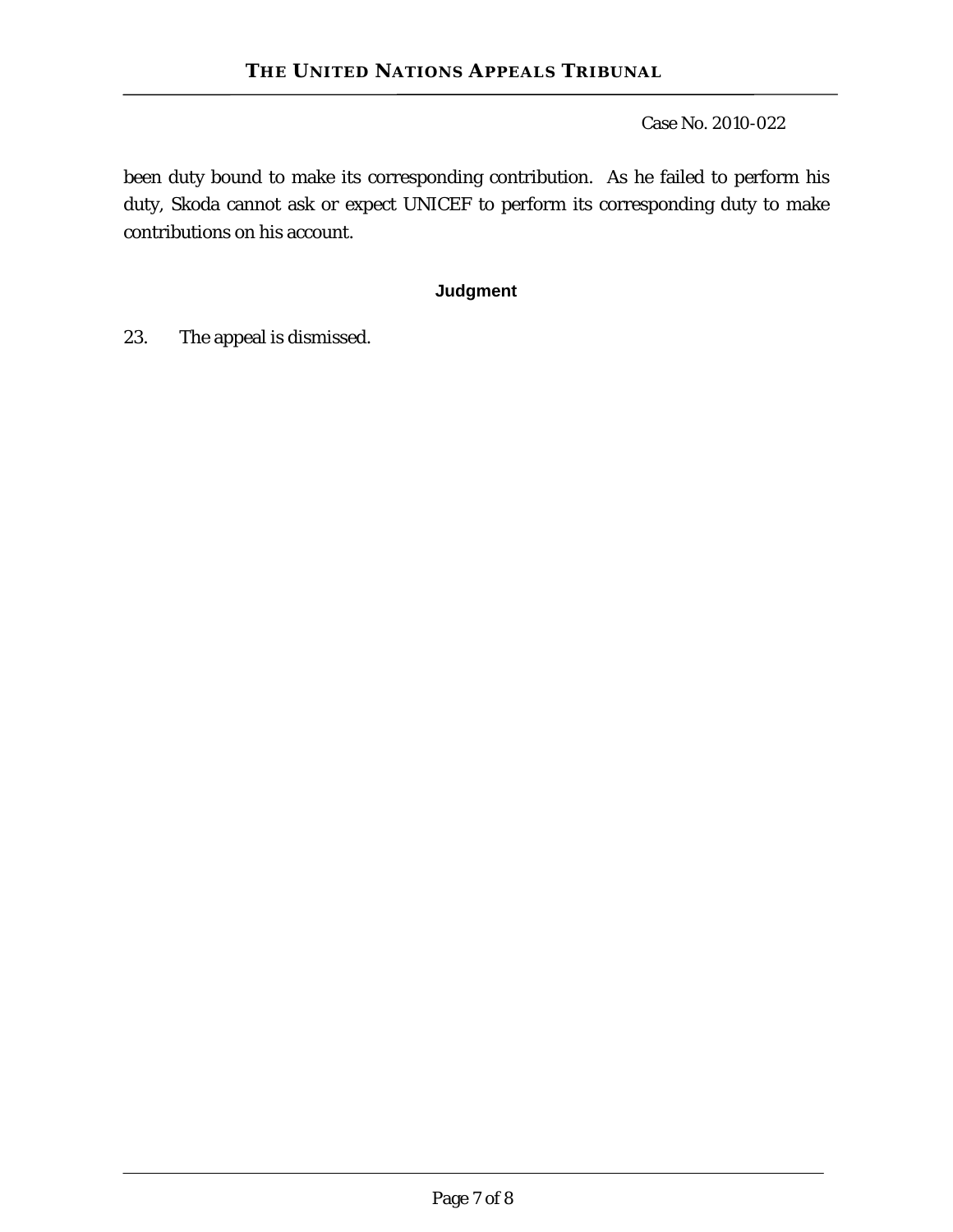been duty bound to make its corresponding contribution. As he failed to perform his duty, Skoda cannot ask or expect UNICEF to perform its corresponding duty to make contributions on his account.

## Judgment

23. The appeal is dismissed.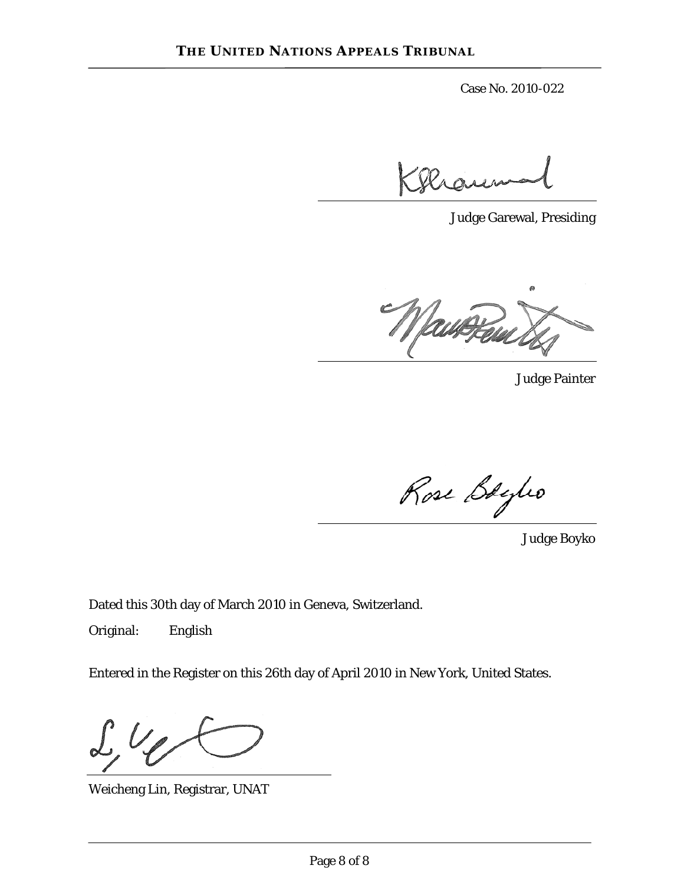Case No. 2010-022

Judge Garewal, Presiding

Judge Painter

Judge Boyko

Dated this 30th day of March 2010 in Geneva, Switzerland.

Original: English

Entered in the Register on this 26th day of April 2010 in New York, United States.

Weicheng Lin, Registrar, UNAT